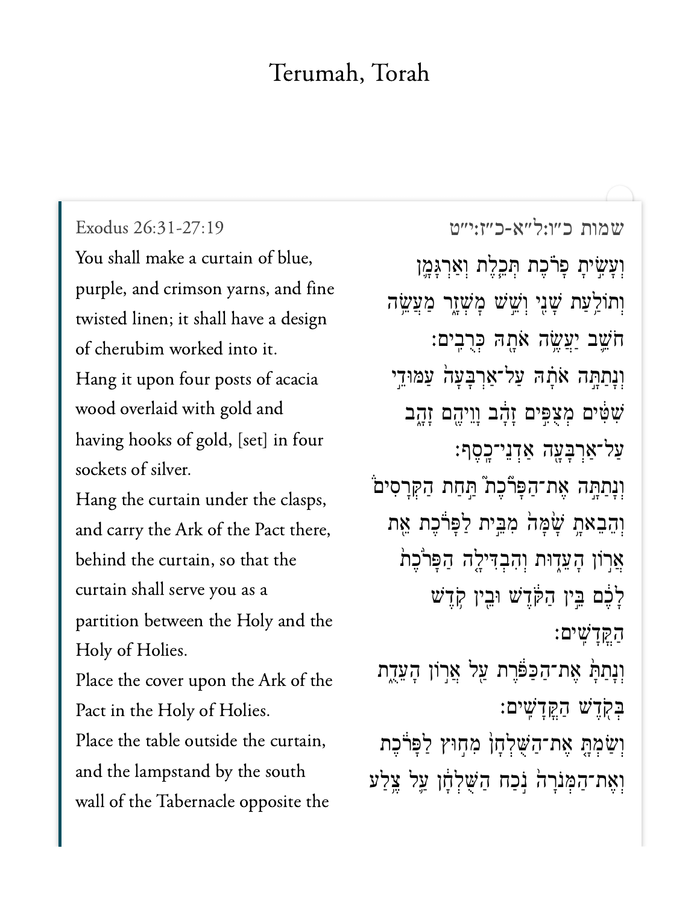# Terumah, Torah

Exodus 26:31-27:19

You shall make a curtain of blue, purple, and crimson yarns, and fine twisted linen; it shall have a design of cherubim worked into it.

Hang it upon four posts of acacia wood overlaid with gold and having hooks of gold, [set] in four sockets of silver.

Hang the curtain under the clasps, and carry the Ark of the Pact there, behind the curtain, so that the curtain shall serve you as a partition between the Holy and the Holy of Holies.

Place the cover upon the Ark of the Pact in the Holy of Holies.

Place the table outside the curtain, and the lampstand by the south wall of the Tabernacle opposite the

שמות כ״ו:ל״א-כ״ז:י״ט

וְעָשִׂ֣יתָ פָרֹ֗כֶת תְּכֵ֛לֶת וְאַרְגָּמָ֥ן וְתוֹלַ֖עַת שָׁנִ֑י וְשֵׁ֖שׁ מָשְׁזָ֑ר מַעֲשֵׂ֥ה חֹשֵׁ֛ב יַעֲשֶׂ֥ה אֹתָ֖הּ כְּרֻבִֽים׃

וְנָתַתָּ֣ה אֹתָ֗הּ עַל־אַרְבָּעָה֙ עַמּוּדֵ֣י שִׁטִּ֔ים מְצֻפִּ֣ים זָהָ֔ב וָוֵיהֶ֖ם זָהָ֑ב עַל־אַרְבָּעָ֖ה אַדְנֵי־כָֽסֶף׃

וְנָתַתָּ֣ה אֶת־הַפָּרֹ֮כֶת֮ תַּ֣חַת הַקְּרָסִים֒ וְהֵבֵאתָ֥ שָׁ֙מָּה֙ מִבֵּ֣ית לַפָּרֹ֔כֶת אֵ֖ת אֲר֣וֹן הָעֵד֑וּת וְהִבְדִּילָ֤ה הַפָּרֹ֙כֶת֙ לָכֶ֔ם בֵּ֣ין הַקֹּ֔דֶשׁ וּבֵ֖ין קֹ֥דֶשׁ הַקֳּדָשִֽׁים׃

וְנָתַתָּ֙ אֶת־הַכַּפֹּ֔רֶת עַ֖ל אֲר֣וֹן הָעֵדֻ֑ת בְּקֹ֖דֶשׁ הַקֳּדָשִֽׁים׃

וְשַׂמְתָּ֤ אֶת־הַשֻּׁלְחָן֙ מִח֣וּץ לַפָּרֹ֔כֶת וְאֶת־הַמְּנֹרָה֙ נֹ֣כַח הַשֻּׁלְחָ֔ן עַ֛ל צֶ֥לַע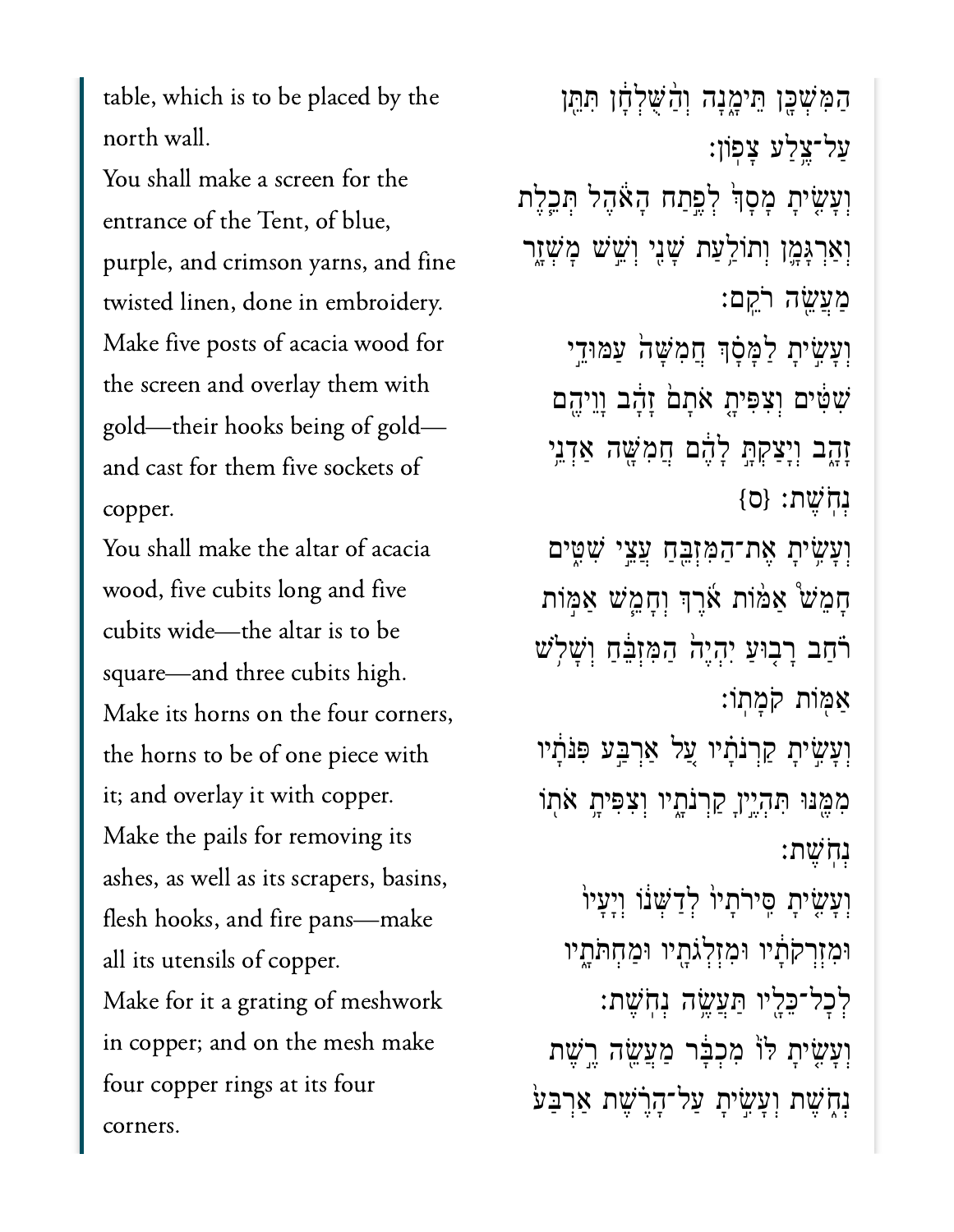table, which is to be placed by the north wall.

הַמִּשְׁכָּ֖ן תֵּימָ֑נָה וְהַ֨שֻּׁלְחָ֔ן תִּתֵּ֖ן עַל־צֶ֥לַע צָפֽוֹן׃

You shall make a screen for the entrance of the Tent, of blue, purple, and crimson yarns, and fine twisted linen, done in embroidery.

וְעָשִׂ֤יתָ מָסָךְ֙ לְפֶ֣תַח הָאֹ֔הֶל תְּכֵ֧לֶת וְאַרְגָּמָ֛ן וְתוֹלַ֥עַת שָׁנִ֖י וְשֵׁ֣שׁ מָשְׁזָ֑ר מַעֲשֵׂ֖ה רֹקֵֽם׃

Make five posts of acacia wood for the screen and overlay them with gold—their hooks being of gold—and cast for them five sockets of copper.

וְעָשִׂ֣יתָ לַמָּסָ֗ךְ חֲמִשָּׁה֙ עַמּוּדֵ֣י שִׁטִּ֔ים וְצִפִּיתָ֤ אֹתָם֙ זָהָ֔ב וָוֵיהֶ֖ם זָהָ֑ב וְיָצַקְתָּ֣ לָהֶ֔ם חֲמִשָּׁ֖ה אַדְנֵ֥י נְחֹֽשֶׁת׃ {ס}

You shall make the altar of acacia wood, five cubits long and five cubits wide—the altar is to be square—and three cubits high.

וְעָשִׂ֥יתָ אֶת־הַמִּזְבֵּ֖חַ עֲצֵ֣י שִׁטִּ֑ים חָמֵשׁ֩ אַמּ֨וֹת אֹ֜רֶךְ וְחָמֵ֧שׁ אַמּ֣וֹת רֹ֗חַב רָב֤וּעַ יִהְיֶה֙ הַמִּזְבֵּ֔חַ וְשָׁלֹ֥שׁ אַמּ֖וֹת קֹמָתֽוֹ׃

Make its horns on the four corners, the horns to be of one piece with it; and overlay it with copper.

וְעָשִׂ֣יתָ קַרְנֹתָ֗יו עַ֚ל אַרְבַּ֣ע פִּנֹּתָ֔יו מִמֶּ֖נּוּ תִּהְיֶ֣יןָ קַרְנֹתָ֑יו וְצִפִּיתָ֥ אֹת֖וֹ נְחֹֽשֶׁת׃

Make the pails for removing its ashes, as well as its scrapers, basins, flesh hooks, and fire pans—make all its utensils of copper.

וְעָשִׂ֤יתָ סִּֽירֹתָיו֙ לְדַשְּׁנ֔וֹ וְיָעָיו֙ וּמִזְרְקֹתָ֔יו וּמִזְלְגֹתָ֖יו וּמַחְתֹּתָ֑יו לְכָל־כֵּלָ֖יו תַּעֲשֶׂ֥ה נְחֹֽשֶׁת׃

Make for it a grating of meshwork in copper; and on the mesh make four copper rings at its four corners.

וְעָשִׂ֤יתָ לּוֹ֙ מִכְבָּ֔ר מַעֲשֵׂ֖ה רֶ֣שֶׁת נְחֹ֑שֶׁת וְעָשִׂ֣יתָ עַל־הָרֶ֗שֶׁת אַרְבַּע֙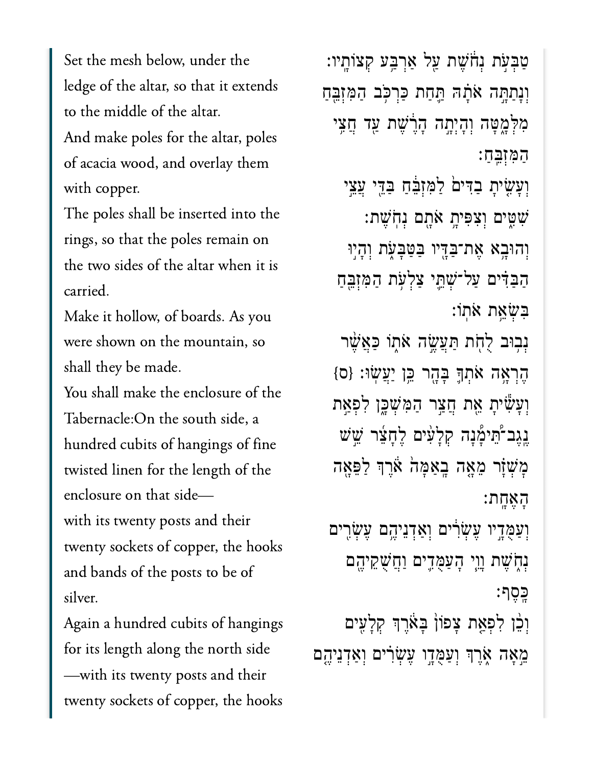Set the mesh below, under the ledge of the altar, so that it extends to the middle of the altar.

טַבְּעֹ֣ת נְחֹ֔שֶׁת עַ֖ל אַרְבַּ֥ע קְצוֹתָֽיו׃ וְנָתַתָּ֣ה אֹתָ֗הּ תַּ֛חַת כַּרְכֹּ֥ב הַמִּזְבֵּ֖חַ מִלְּמָ֑טָּה וְהָיְתָ֣ה הָרֶ֔שֶׁת עַ֖ד חֲצִ֥י הַמִּזְבֵּֽחַ׃

And make poles for the altar, poles of acacia wood, and overlay them with copper.

וְעָשִׂ֤יתָ בַדִּים֙ לַמִּזְבֵּ֔חַ בַּדֵּ֖י עֲצֵ֣י שִׁטִּ֑ים וְצִפִּיתָ֥ אֹתָ֖ם נְחֹֽשֶׁת׃

The poles shall be inserted into the rings, so that the poles remain on the two sides of the altar when it is carried.

וְהוּבָ֥א אֶת־בַּדָּ֖יו בַּטַּבָּעֹ֑ת וְהָי֣וּ הַבַּדִּ֗ים עַל־שְׁתֵּ֛י צַלְעֹ֥ת הַמִּזְבֵּ֖חַ בִּשְׂאֵ֥ת אֹתֽוֹ׃

Make it hollow, of boards. As you were shown on the mountain, so shall they be made.

נְב֥וּב לֻחֹ֖ת תַּעֲשֶׂ֣ה אֹת֑וֹ כַּאֲשֶׁ֨ר הֶרְאָ֥ה אֹתְךָ֛ בָּהָ֖ר כֵּ֥ן יַעֲשֽׂוּ׃ {ס}

You shall make the enclosure of the Tabernacle:On the south side, a hundred cubits of hangings of fine twisted linen for the length of the enclosure on that side—

וְעָשִׂ֕יתָ אֵ֖ת חֲצַ֣ר הַמִּשְׁכָּ֑ן לִפְאַ֣ת נֶֽגֶב־תֵּ֠ימָ֠נָה קְלָעִ֨ים לֶחָצֵ֜ר שֵׁ֣שׁ מָשְׁזָ֗ר מֵאָ֤ה בָֽאַמָּה֙ אֹ֔רֶךְ לַפֵּאָ֖ה הָאֶחָֽת׃

with its twenty posts and their twenty sockets of copper, the hooks and bands of the posts to be of silver.

וְעַמֻּדָ֣יו עֶשְׂרִ֔ים וְאַדְנֵיהֶ֥ם עֶשְׂרִ֖ים נְחֹ֑שֶׁת וָוֵ֧י הָֽעַמֻּדִ֛ים וַחֲשֻׁקֵיהֶ֖ם כָּֽסֶף׃

Again a hundred cubits of hangings for its length along the north side—with its twenty posts and their twenty sockets of copper, the hooks

וְכֵ֨ן לִפְאַ֤ת צָפוֹן֙ בָּאֹ֔רֶךְ קְלָעִ֖ים מֵ֣אָה אֹ֑רֶךְ וְעַמֻּדָ֣ו עֶשְׂרִ֔ים וְאַדְנֵיהֶ֣ם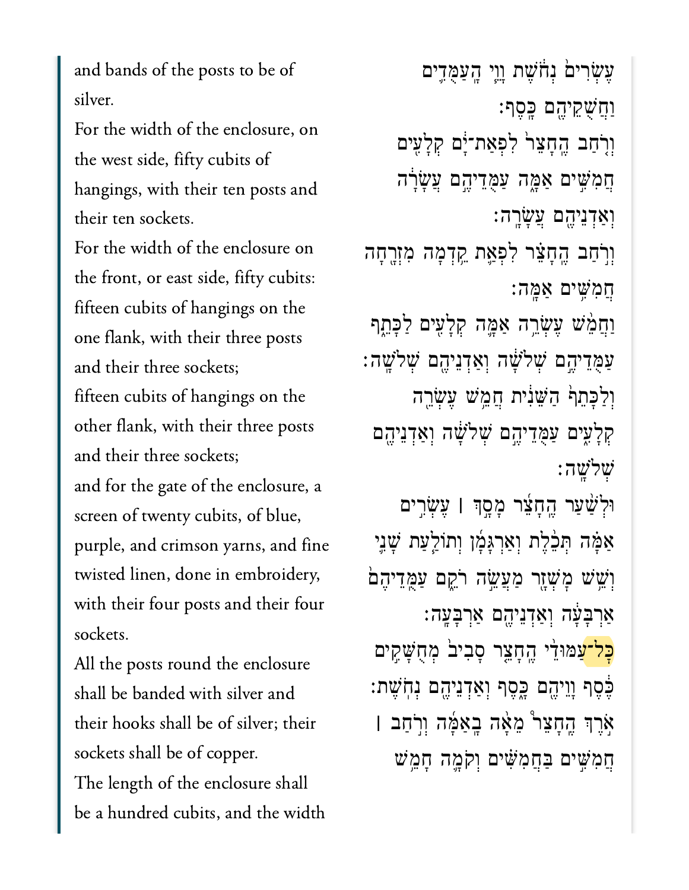and bands of the posts to be of silver.

For the width of the enclosure, on the west side, fifty cubits of hangings, with their ten posts and their ten sockets.

For the width of the enclosure on the front, or east side, fifty cubits:

fifteen cubits of hangings on the one flank, with their three posts and their three sockets;

fifteen cubits of hangings on the other flank, with their three posts and their three sockets;

and for the gate of the enclosure, a screen of twenty cubits, of blue, purple, and crimson yarns, and fine twisted linen, done in embroidery, with their four posts and their four sockets.

All the posts round the enclosure shall be banded with silver and their hooks shall be of silver; their sockets shall be of copper.

The length of the enclosure shall be a hundred cubits, and the width

עֶשְׂרִים֙ נְחֹ֔שֶׁת וָוֵ֥י הָעַמֻּדִ֖ים וַחֲשֻׁקֵיהֶ֥ם כָּֽסֶף׃

וְרֹ֤חַב הֶֽחָצֵר֙ לִפְאַת־יָ֔ם קְלָעִ֖ים חֲמִשִּׁ֣ים אַמָּ֑ה עַמֻּדֵיהֶ֣ם עֲשָׂרָ֔ה וְאַדְנֵיהֶ֖ם עֲשָׂרָֽה׃

וְרֹ֣חַב הֶֽחָצֵ֗ר לִפְאַ֛ת קֵ֥דְמָה מִזְרָ֖חָה חֲמִשִּׁ֥ים אַמָּֽה׃

וַחֲמֵ֨שׁ עֶשְׂרֵ֥ה אַמָּ֛ה קְלָעִ֖ים לַכָּתֵ֑ף עַמֻּדֵיהֶ֣ם שְׁלֹשָׁ֔ה וְאַדְנֵיהֶ֖ם שְׁלֹשָֽׁה׃

וְלַכָּתֵף֙ הַשֵּׁנִ֔ית חֲמֵ֥שׁ עֶשְׂרֵ֖ה קְלָעִ֑ים עַמֻּדֵיהֶ֣ם שְׁלֹשָׁ֔ה וְאַדְנֵיהֶ֖ם שְׁלֹשָֽׁה׃

וּלְשַׁ֨עַר הֶחָצֵ֜ר מָסָ֣ךְ ׀ עֶשְׂרִ֣ים אַמָּ֗ה תְּכֵ֨לֶת וְאַרְגָּמָ֜ן וְתוֹלַ֧עַת שָׁנִ֛י וְשֵׁ֥שׁ מָשְׁזָ֖ר מַעֲשֵׂ֣ה רֹקֵ֑ם עַמֻּדֵיהֶם֙ אַרְבָּעָ֔ה וְאַדְנֵיהֶ֖ם אַרְבָּעָֽה׃

כָּל־עַמּוּדֵ֨י הֶחָצֵ֤ר סָבִיב֙ מְחֻשָּׁקִ֣ים כֶּ֔סֶף וָוֵיהֶ֖ם כָּ֑סֶף וְאַדְנֵיהֶ֖ם נְחֹֽשֶׁת׃

אֹ֤רֶךְ הֶֽחָצֵר֙ מֵאָ֣ה בָֽאַמָּ֔ה וְרֹ֣חַב ׀ חֲמִשִּׁ֣ים בַּחֲמִשִּׁ֔ים וְקֹמָ֖ה חָמֵ֣שׁ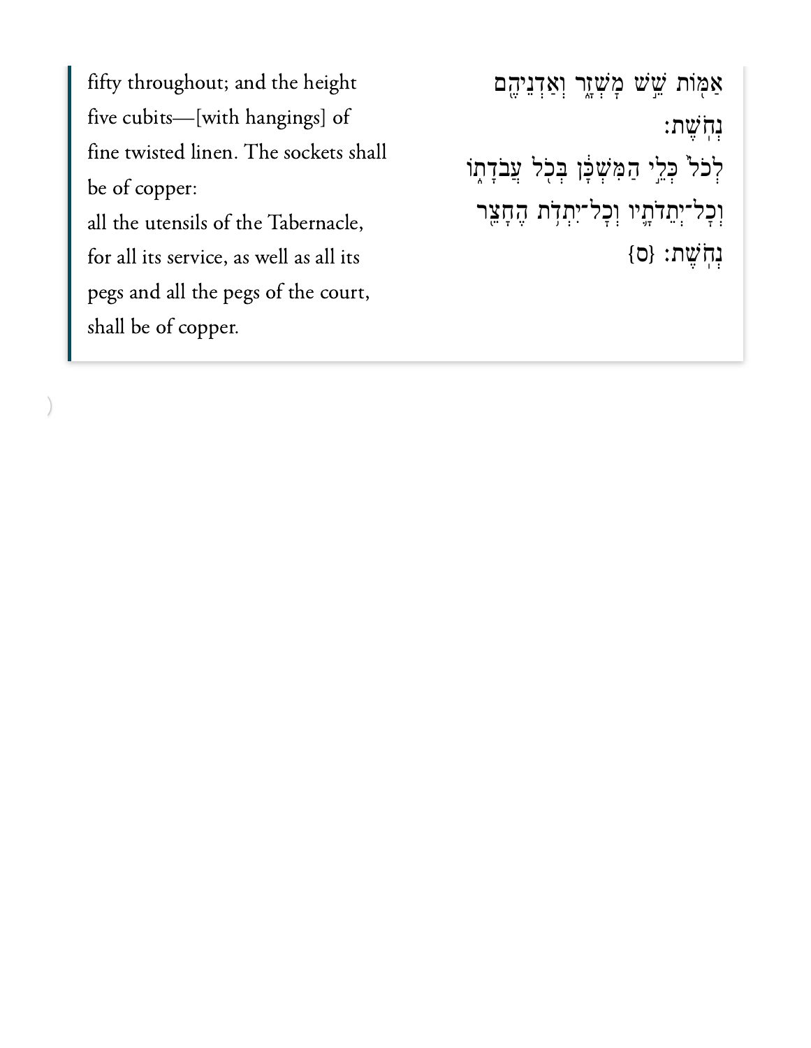fifty throughout; and the height five cubits—[with hangings] of fine twisted linen. The sockets shall be of copper:

all the utensils of the Tabernacle, for all its service, as well as all its pegs and all the pegs of the court, shall be of copper.

אַמּ֖וֹת שֵׁ֣שׁ מָשְׁזָ֑ר וְאַדְנֵיהֶ֖ם נְחֹֽשֶׁת׃

לְכֹל֙ כְּלֵ֣י הַמִּשְׁכָּ֔ן בְּכֹ֖ל עֲבֹדָת֑וֹ וְכָל־יְתֵדֹתָ֛יו וְכָל־יִתְדֹ֥ת הֶחָצֵ֖ר נְחֹֽשֶׁת׃ {ס}